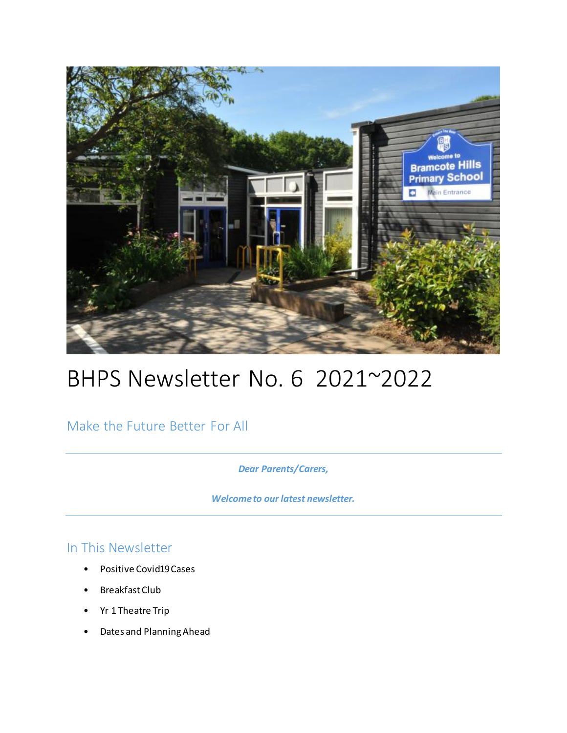# BHPS Newsletter No. 6 2021~2022

## Make the Future Better For All

***Dear Parents/Carers,***

***Welcome to our latest newsletter.***

## In This Newsletter

- Positive Covid19 Cases
- Breakfast Club
- Yr 1 Theatre Trip
- Dates and Planning Ahead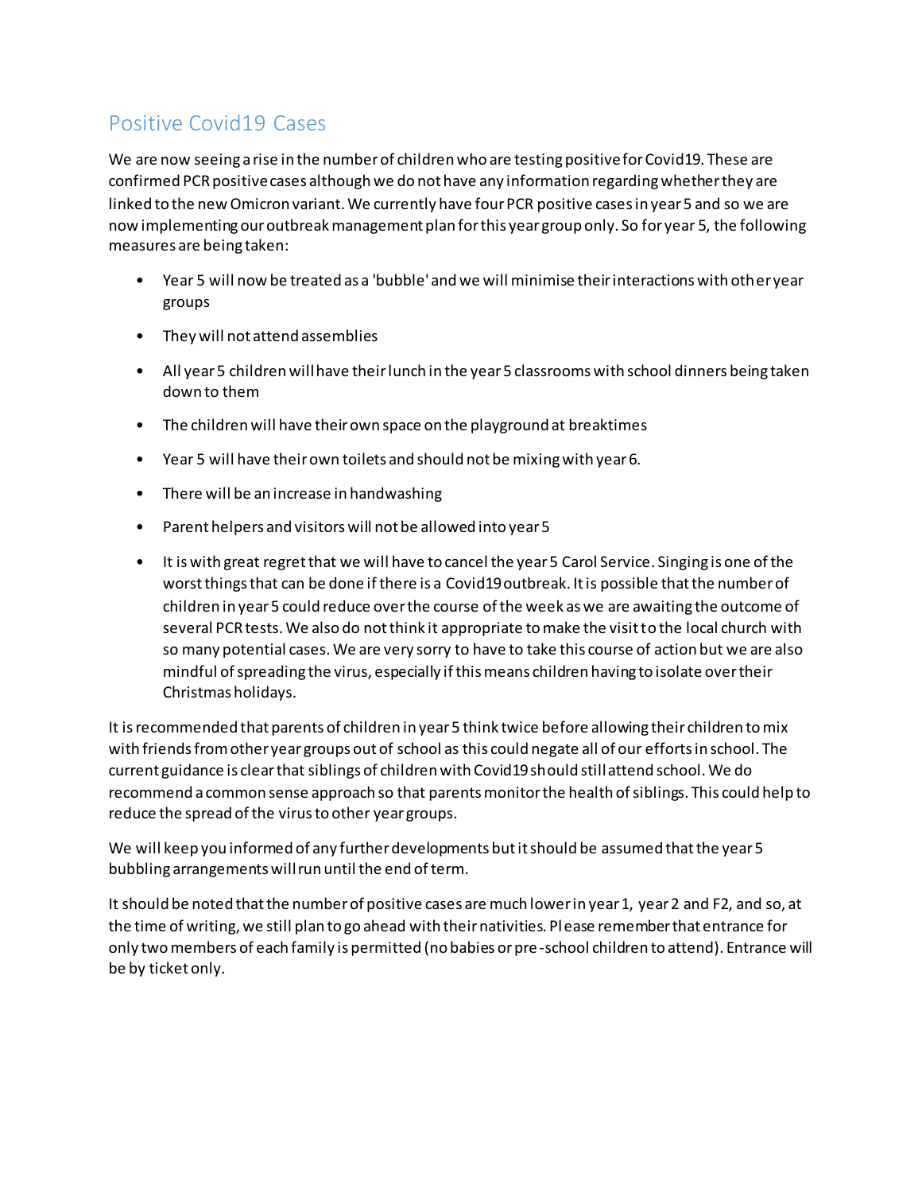## Positive Covid19 Cases

We are now seeing a rise in the number of children who are testing positive for Covid19. These are confirmed PCR positive cases although we do not have any information regarding whether they are linked to the new Omicron variant. We currently have four PCR positive cases in year 5 and so we are now implementing our outbreak management plan for this year group only. So for year 5, the following measures are being taken:

- Year 5 will now be treated as a 'bubble' and we will minimise their interactions with other year groups
- They will not attend assemblies
- All year 5 children will have their lunch in the year 5 classrooms with school dinners being taken down to them
- The children will have their own space on the playground at breaktimes
- Year 5 will have their own toilets and should not be mixing with year 6.
- There will be an increase in handwashing
- Parent helpers and visitors will not be allowed into year 5
- It is with great regret that we will have to cancel the year 5 Carol Service. Singing is one of the worst things that can be done if there is a Covid19 outbreak. It is possible that the number of children in year 5 could reduce over the course of the week as we are awaiting the outcome of several PCR tests. We also do not think it appropriate to make the visit to the local church with so many potential cases. We are very sorry to have to take this course of action but we are also mindful of spreading the virus, especially if this means children having to isolate over their Christmas holidays.

It is recommended that parents of children in year 5 think twice before allowing their children to mix with friends from other year groups out of school as this could negate all of our efforts in school. The current guidance is clear that siblings of children with Covid19 should still attend school. We do recommend a common sense approach so that parents monitor the health of siblings. This could help to reduce the spread of the virus to other year groups.

We will keep you informed of any further developments but it should be assumed that the year 5 bubbling arrangements will run until the end of term.

It should be noted that the number of positive cases are much lower in year 1, year 2 and F2, and so, at the time of writing, we still plan to go ahead with their nativities. Please remember that entrance for only two members of each family is permitted (no babies or pre-school children to attend). Entrance will be by ticket only.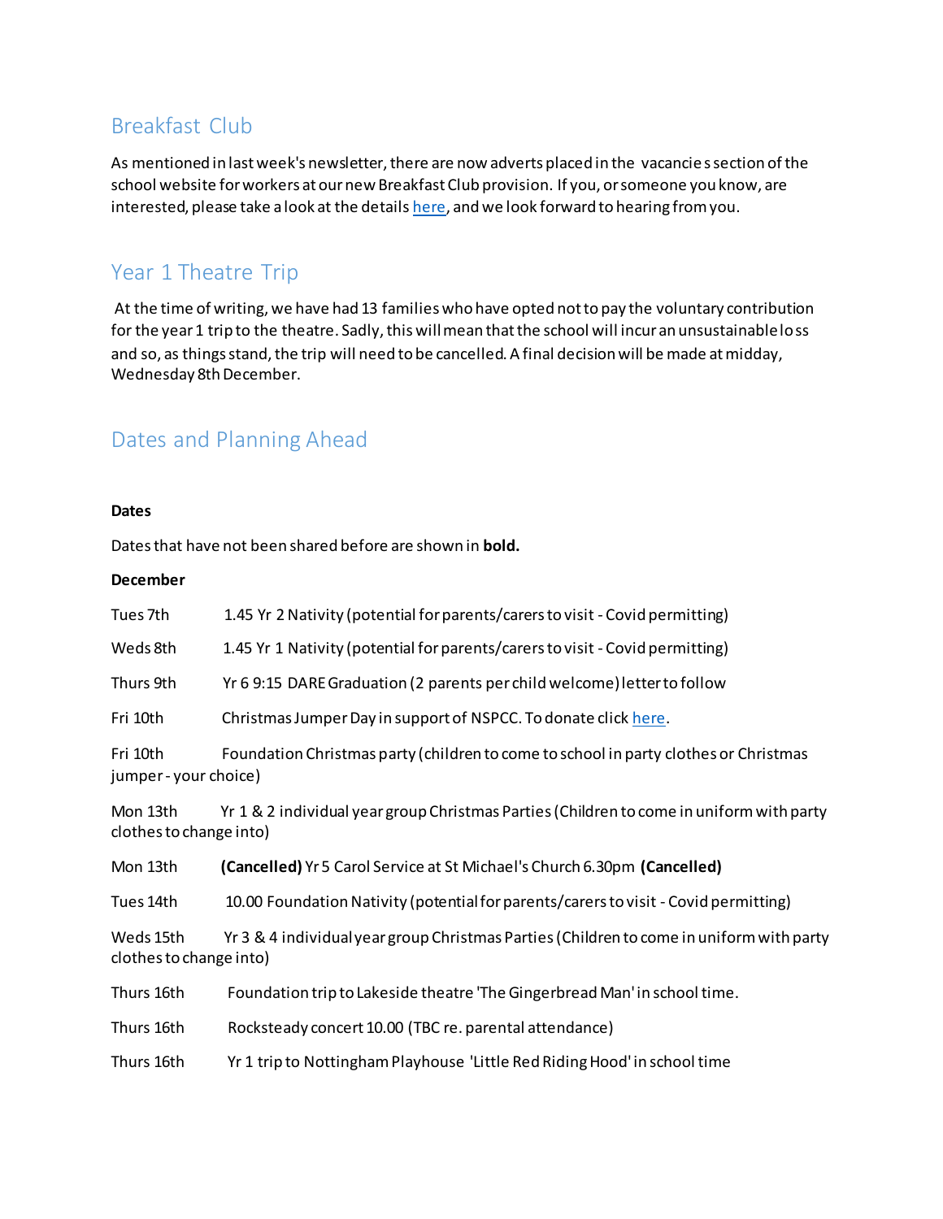## Breakfast Club

As mentioned in last week's newsletter, there are now adverts placed in the vacancies section of the school website for workers at our new Breakfast Club provision. If you, or someone you know, are interested, please take a look at the details here, and we look forward to hearing from you.

## Year 1 Theatre Trip

At the time of writing, we have had 13 families who have opted not to pay the voluntary contribution for the year 1 trip to the theatre. Sadly, this will mean that the school will incur an unsustainable loss and so, as things stand, the trip will need to be cancelled. A final decision will be made at midday, Wednesday 8th December.

## Dates and Planning Ahead

**Dates**

Dates that have not been shared before are shown in **bold.**

**December**

Tues 7th 1.45 Yr 2 Nativity (potential for parents/carers to visit - Covid permitting)

Weds 8th 1.45 Yr 1 Nativity (potential for parents/carers to visit - Covid permitting)

Thurs 9th Yr 6 9:15 DARE Graduation (2 parents per child welcome) letter to follow

Fri 10th Christmas Jumper Day in support of NSPCC. To donate click here.

Fri 10th Foundation Christmas party (children to come to school in party clothes or Christmas jumper - your choice)

Mon 13th Yr 1 & 2 individual year group Christmas Parties (Children to come in uniform with party clothes to change into)

Mon 13th **(Cancelled)** Yr 5 Carol Service at St Michael's Church 6.30pm **(Cancelled)**

Tues 14th 10.00 Foundation Nativity (potential for parents/carers to visit - Covid permitting)

Weds 15th Yr 3 & 4 individual year group Christmas Parties (Children to come in uniform with party clothes to change into)

Thurs 16th Foundation trip to Lakeside theatre 'The Gingerbread Man' in school time.

Thurs 16th Rocksteady concert 10.00 (TBC re. parental attendance)

Thurs 16th Yr 1 trip to Nottingham Playhouse 'Little Red Riding Hood' in school time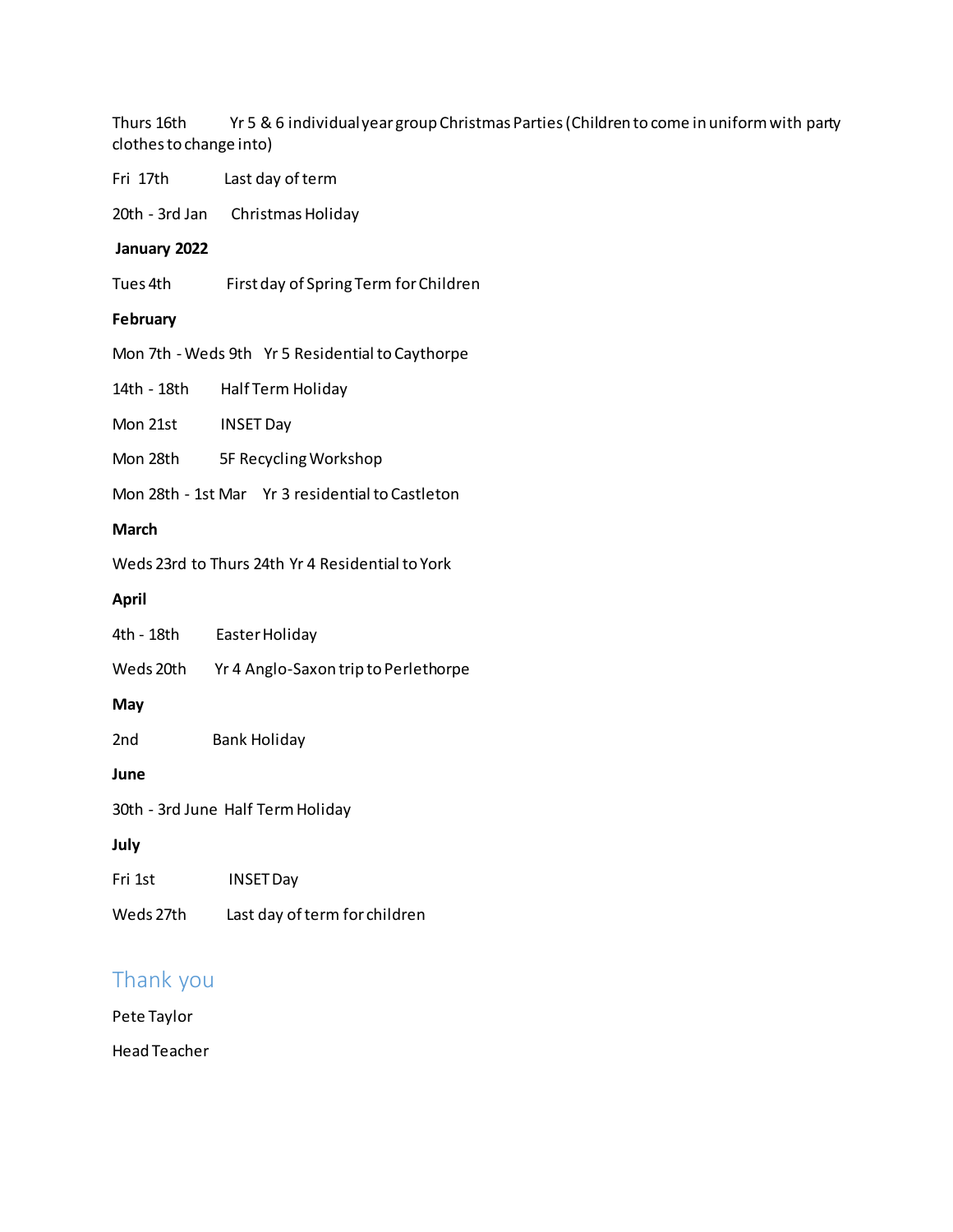Thurs 16th Yr 5 & 6 individual year group Christmas Parties (Children to come in uniform with party clothes to change into)

Fri 17th Last day of term

20th - 3rd Jan Christmas Holiday

**January 2022**

Tues 4th First day of Spring Term for Children

**February**

Mon 7th - Weds 9th Yr 5 Residential to Caythorpe

14th - 18th Half Term Holiday

Mon 21st INSET Day

Mon 28th 5F Recycling Workshop

Mon 28th - 1st Mar Yr 3 residential to Castleton

**March**

Weds 23rd to Thurs 24th Yr 4 Residential to York

**April**

4th - 18th Easter Holiday

Weds 20th Yr 4 Anglo-Saxon trip to Perlethorpe

**May**

2nd Bank Holiday

**June**

30th - 3rd June Half Term Holiday

**July**

Fri 1st INSET Day

Weds 27th Last day of term for children

## Thank you

Pete Taylor

Head Teacher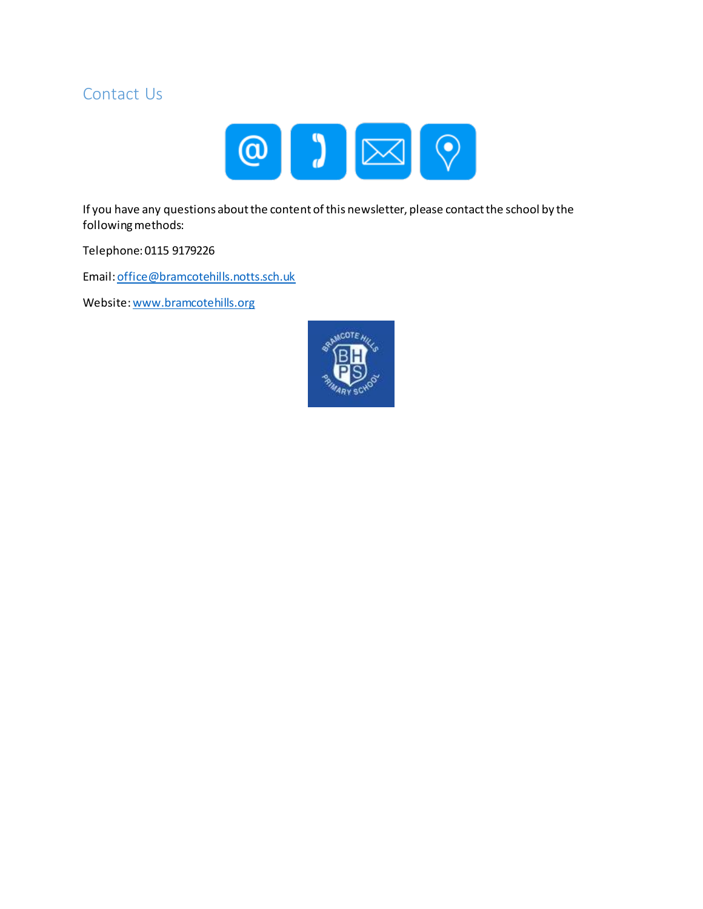## Contact Us

If you have any questions about the content of this newsletter, please contact the school by the following methods:

Telephone: 0115 9179226

Email: office@bramcotehills.notts.sch.uk

Website: www.bramcotehills.org